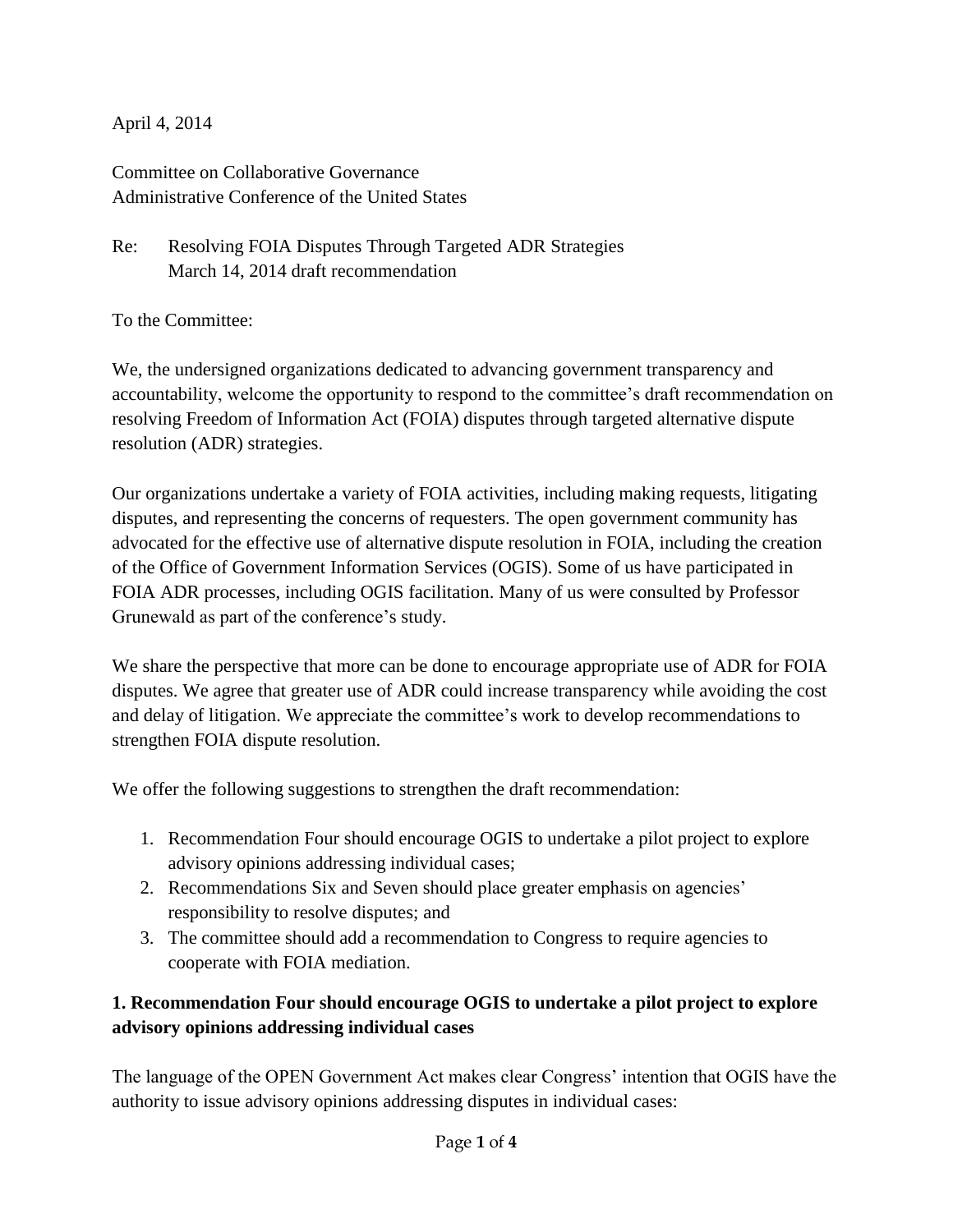April 4, 2014

Committee on Collaborative Governance
Administrative Conference of the United States

Re: Resolving FOIA Disputes Through Targeted ADR Strategies
March 14, 2014 draft recommendation

To the Committee:

We, the undersigned organizations dedicated to advancing government transparency and accountability, welcome the opportunity to respond to the committee's draft recommendation on resolving Freedom of Information Act (FOIA) disputes through targeted alternative dispute resolution (ADR) strategies.

Our organizations undertake a variety of FOIA activities, including making requests, litigating disputes, and representing the concerns of requesters. The open government community has advocated for the effective use of alternative dispute resolution in FOIA, including the creation of the Office of Government Information Services (OGIS). Some of us have participated in FOIA ADR processes, including OGIS facilitation. Many of us were consulted by Professor Grunewald as part of the conference's study.

We share the perspective that more can be done to encourage appropriate use of ADR for FOIA disputes. We agree that greater use of ADR could increase transparency while avoiding the cost and delay of litigation. We appreciate the committee's work to develop recommendations to strengthen FOIA dispute resolution.

We offer the following suggestions to strengthen the draft recommendation:

1. Recommendation Four should encourage OGIS to undertake a pilot project to explore advisory opinions addressing individual cases;
2. Recommendations Six and Seven should place greater emphasis on agencies' responsibility to resolve disputes; and
3. The committee should add a recommendation to Congress to require agencies to cooperate with FOIA mediation.

**1. Recommendation Four should encourage OGIS to undertake a pilot project to explore advisory opinions addressing individual cases**

The language of the OPEN Government Act makes clear Congress' intention that OGIS have the authority to issue advisory opinions addressing disputes in individual cases: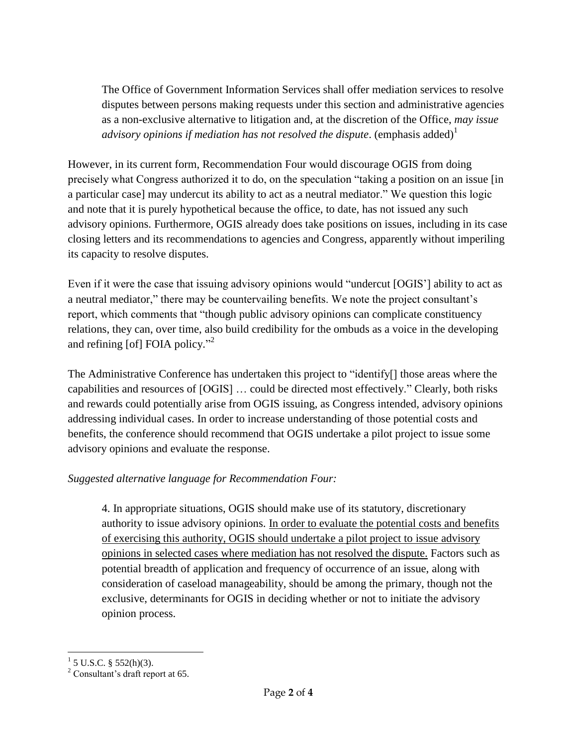> The Office of Government Information Services shall offer mediation services to resolve disputes between persons making requests under this section and administrative agencies as a non-exclusive alternative to litigation and, at the discretion of the Office, *may issue advisory opinions if mediation has not resolved the dispute*. (emphasis added)[1]

However, in its current form, Recommendation Four would discourage OGIS from doing precisely what Congress authorized it to do, on the speculation "taking a position on an issue [in a particular case] may undercut its ability to act as a neutral mediator." We question this logic and note that it is purely hypothetical because the office, to date, has not issued any such advisory opinions. Furthermore, OGIS already does take positions on issues, including in its case closing letters and its recommendations to agencies and Congress, apparently without imperiling its capacity to resolve disputes.

Even if it were the case that issuing advisory opinions would "undercut [OGIS'] ability to act as a neutral mediator," there may be countervailing benefits. We note the project consultant's report, which comments that "though public advisory opinions can complicate constituency relations, they can, over time, also build credibility for the ombuds as a voice in the developing and refining [of] FOIA policy."[2]

The Administrative Conference has undertaken this project to "identify[] those areas where the capabilities and resources of [OGIS] … could be directed most effectively." Clearly, both risks and rewards could potentially arise from OGIS issuing, as Congress intended, advisory opinions addressing individual cases. In order to increase understanding of those potential costs and benefits, the conference should recommend that OGIS undertake a pilot project to issue some advisory opinions and evaluate the response.

*Suggested alternative language for Recommendation Four:*

> 4. In appropriate situations, OGIS should make use of its statutory, discretionary authority to issue advisory opinions. <u>In order to evaluate the potential costs and benefits of exercising this authority, OGIS should undertake a pilot project to issue advisory opinions in selected cases where mediation has not resolved the dispute.</u> Factors such as potential breadth of application and frequency of occurrence of an issue, along with consideration of caseload manageability, should be among the primary, though not the exclusive, determinants for OGIS in deciding whether or not to initiate the advisory opinion process.

---

[1] 5 U.S.C. § 552(h)(3).

[2] Consultant's draft report at 65.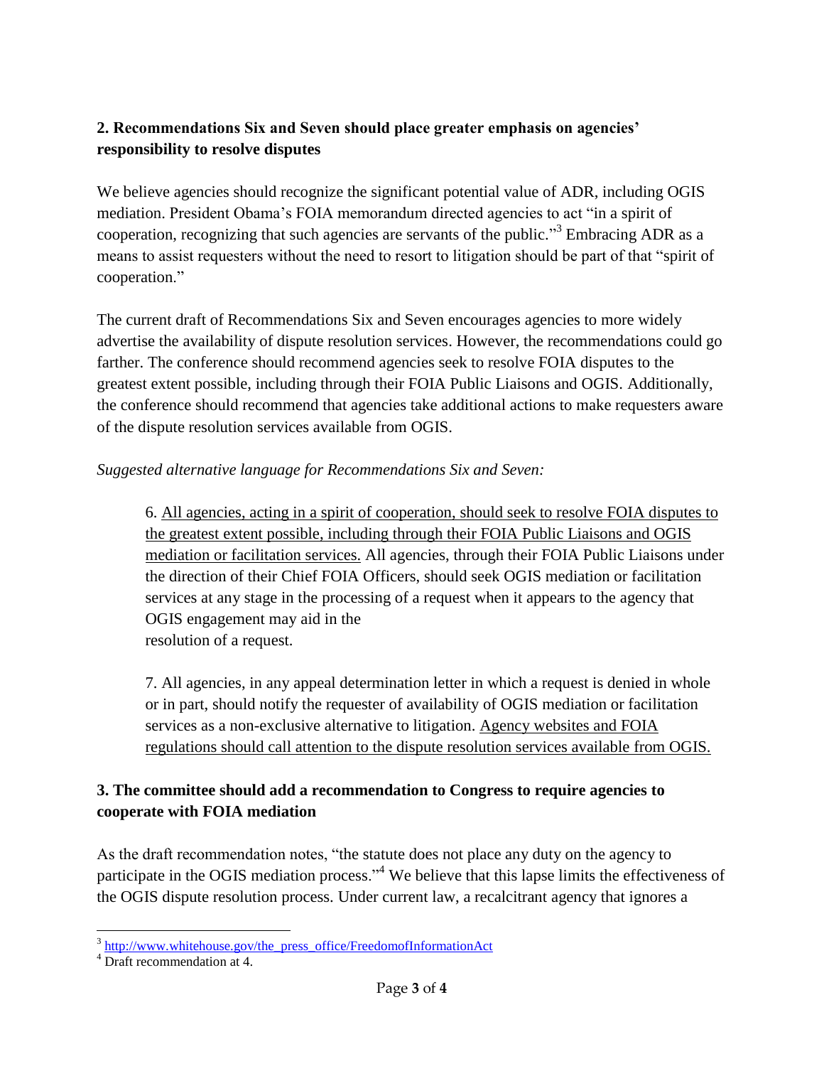## 2. Recommendations Six and Seven should place greater emphasis on agencies' responsibility to resolve disputes

We believe agencies should recognize the significant potential value of ADR, including OGIS mediation. President Obama's FOIA memorandum directed agencies to act "in a spirit of cooperation, recognizing that such agencies are servants of the public."[3] Embracing ADR as a means to assist requesters without the need to resort to litigation should be part of that "spirit of cooperation."

The current draft of Recommendations Six and Seven encourages agencies to more widely advertise the availability of dispute resolution services. However, the recommendations could go farther. The conference should recommend agencies seek to resolve FOIA disputes to the greatest extent possible, including through their FOIA Public Liaisons and OGIS. Additionally, the conference should recommend that agencies take additional actions to make requesters aware of the dispute resolution services available from OGIS.

*Suggested alternative language for Recommendations Six and Seven:*

> 6. <u>All agencies, acting in a spirit of cooperation, should seek to resolve FOIA disputes to the greatest extent possible, including through their FOIA Public Liaisons and OGIS mediation or facilitation services.</u> All agencies, through their FOIA Public Liaisons under the direction of their Chief FOIA Officers, should seek OGIS mediation or facilitation services at any stage in the processing of a request when it appears to the agency that OGIS engagement may aid in the resolution of a request.
>
> 7. All agencies, in any appeal determination letter in which a request is denied in whole or in part, should notify the requester of availability of OGIS mediation or facilitation services as a non-exclusive alternative to litigation. <u>Agency websites and FOIA regulations should call attention to the dispute resolution services available from OGIS.</u>

## 3. The committee should add a recommendation to Congress to require agencies to cooperate with FOIA mediation

As the draft recommendation notes, "the statute does not place any duty on the agency to participate in the OGIS mediation process."[4] We believe that this lapse limits the effectiveness of the OGIS dispute resolution process. Under current law, a recalcitrant agency that ignores a

---

[3] http://www.whitehouse.gov/the_press_office/FreedomofInformationAct

[4] Draft recommendation at 4.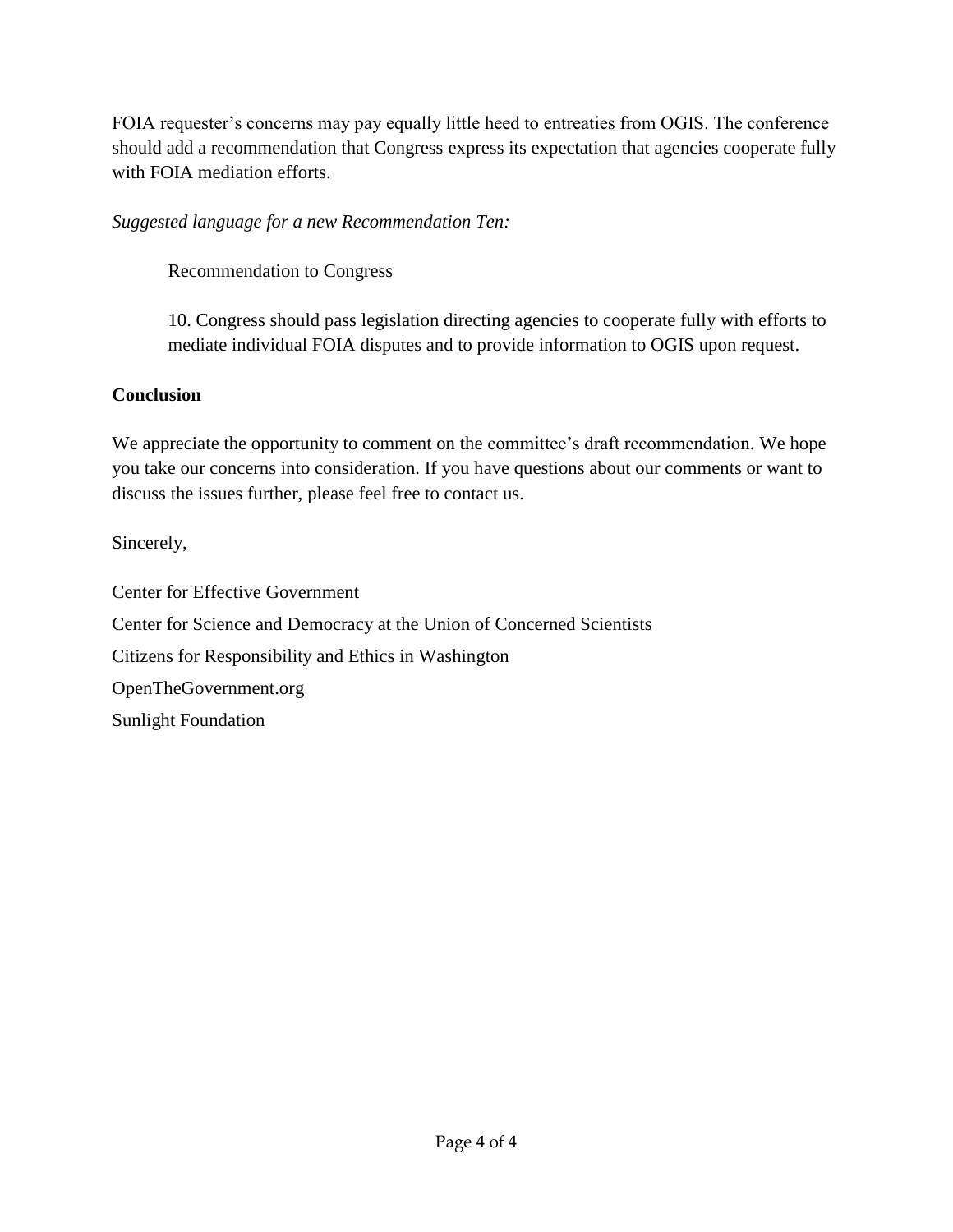FOIA requester's concerns may pay equally little heed to entreaties from OGIS. The conference should add a recommendation that Congress express its expectation that agencies cooperate fully with FOIA mediation efforts.

*Suggested language for a new Recommendation Ten:*

> Recommendation to Congress
>
> 10. Congress should pass legislation directing agencies to cooperate fully with efforts to mediate individual FOIA disputes and to provide information to OGIS upon request.

**Conclusion**

We appreciate the opportunity to comment on the committee's draft recommendation. We hope you take our concerns into consideration. If you have questions about our comments or want to discuss the issues further, please feel free to contact us.

Sincerely,

Center for Effective Government

Center for Science and Democracy at the Union of Concerned Scientists

Citizens for Responsibility and Ethics in Washington

OpenTheGovernment.org

Sunlight Foundation